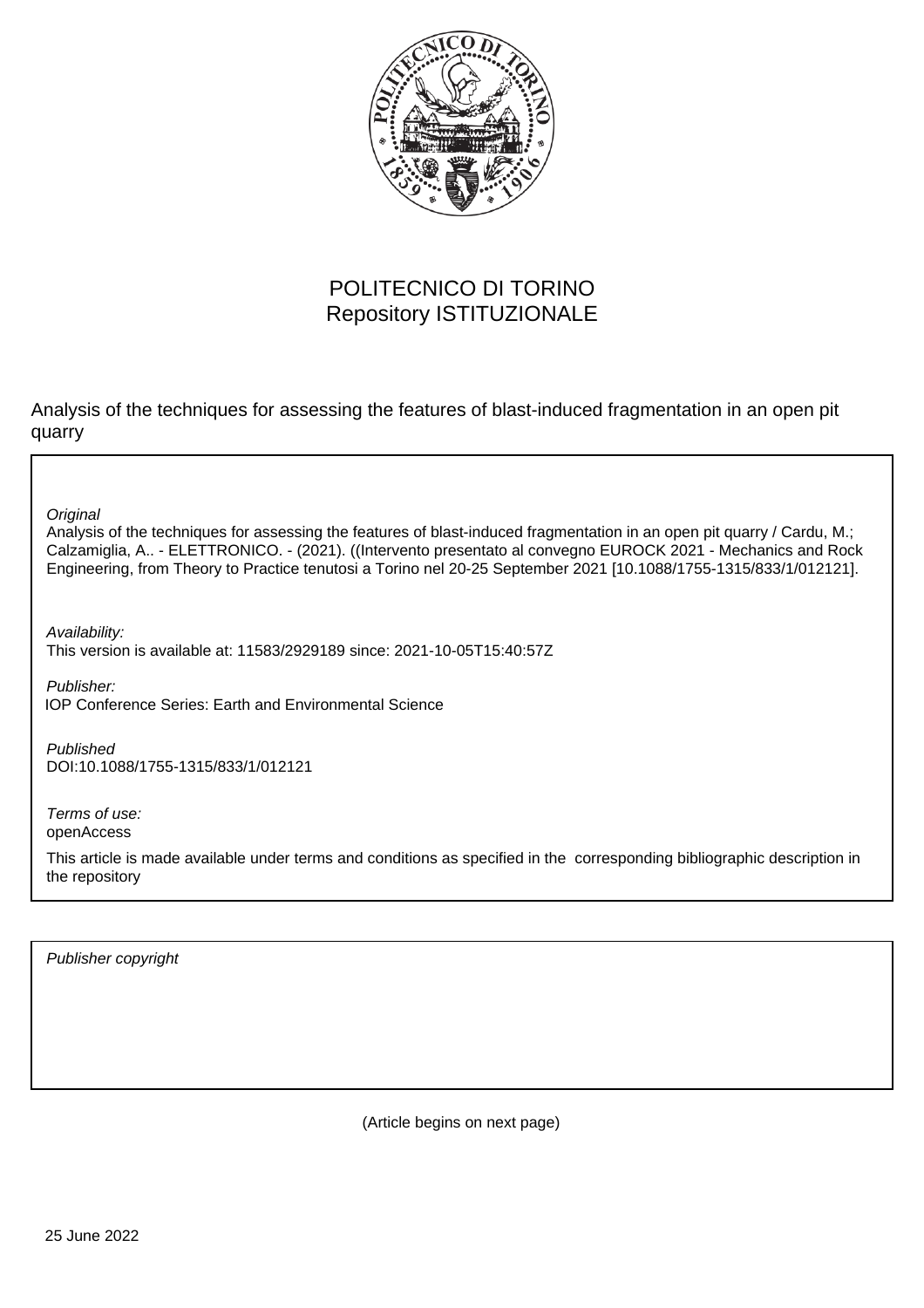POLITECNICO DI TORINO
Repository ISTITUZIONALE

Analysis of the techniques for assessing the features of blast-induced fragmentation in an open pit quarry

*Original*
Analysis of the techniques for assessing the features of blast-induced fragmentation in an open pit quarry / Cardu, M.; Calzamiglia, A.. - ELETTRONICO. - (2021). ((Intervento presentato al convegno EUROCK 2021 - Mechanics and Rock Engineering, from Theory to Practice tenutosi a Torino nel 20-25 September 2021 [10.1088/1755-1315/833/1/012121].

*Availability:*
This version is available at: 11583/2929189 since: 2021-10-05T15:40:57Z

*Publisher:*
IOP Conference Series: Earth and Environmental Science

*Published*
DOI:10.1088/1755-1315/833/1/012121

*Terms of use:*
openAccess

This article is made available under terms and conditions as specified in the corresponding bibliographic description in the repository

*Publisher copyright*

(Article begins on next page)

25 June 2022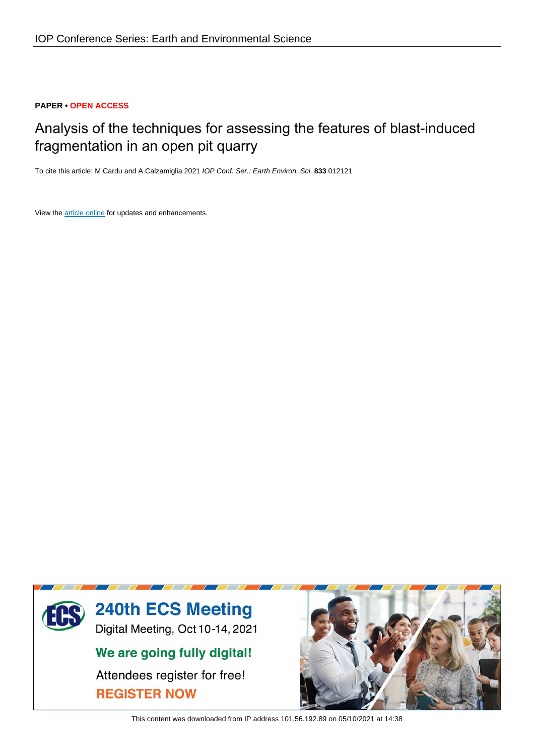IOP Conference Series: Earth and Environmental Science

**PAPER • OPEN ACCESS**

# Analysis of the techniques for assessing the features of blast-induced fragmentation in an open pit quarry

To cite this article: M Cardu and A Calzamiglia 2021 *IOP Conf. Ser.: Earth Environ. Sci.* **833** 012121

View the article online for updates and enhancements.

This content was downloaded from IP address 101.56.192.89 on 05/10/2021 at 14:38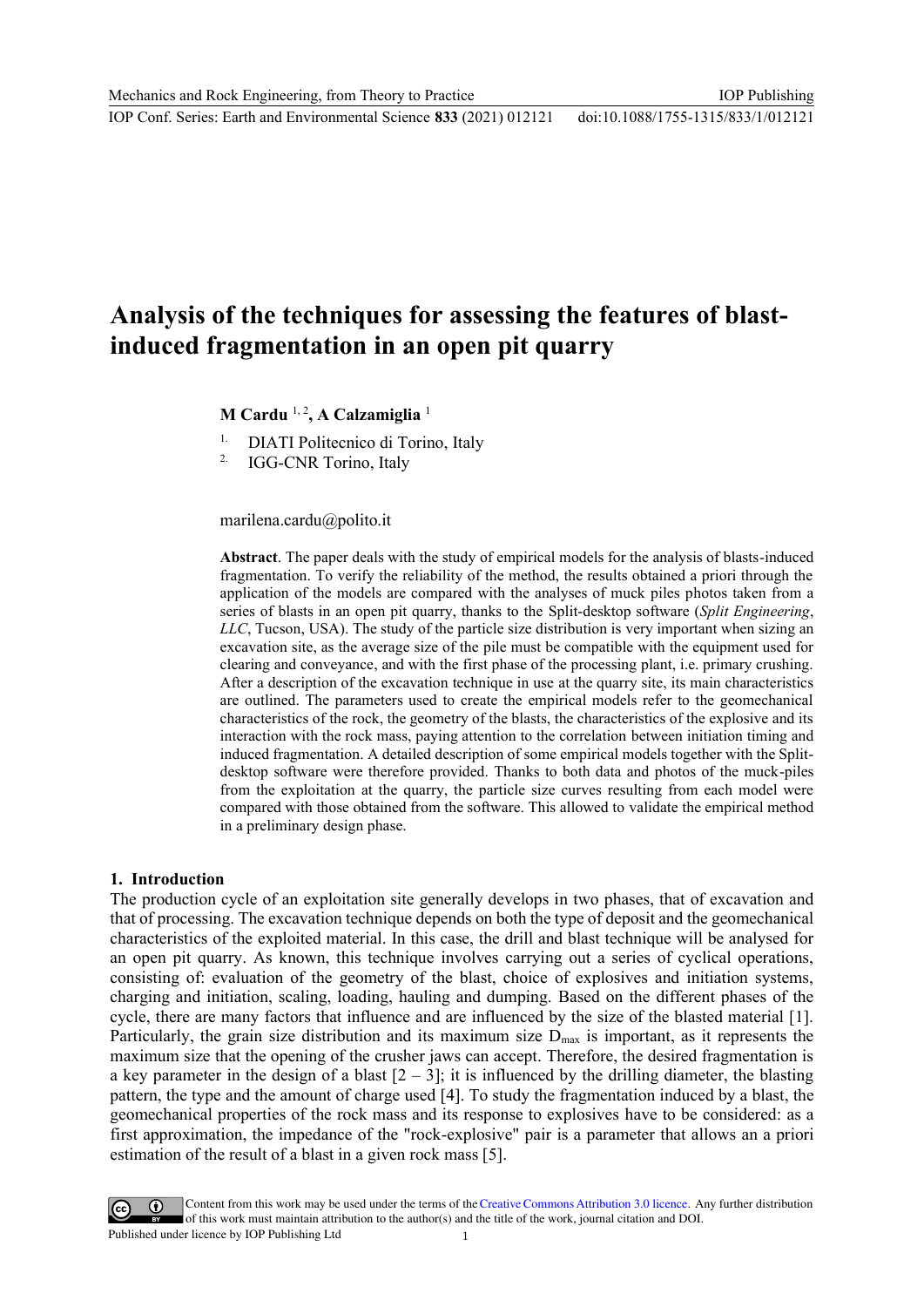# Analysis of the techniques for assessing the features of blast-induced fragmentation in an open pit quarry

**M Cardu** [1, 2]**, A Calzamiglia** [1]

[1] DIATI Politecnico di Torino, Italy

[2] IGG-CNR Torino, Italy

marilena.cardu@polito.it

**Abstract**. The paper deals with the study of empirical models for the analysis of blasts-induced fragmentation. To verify the reliability of the method, the results obtained a priori through the application of the models are compared with the analyses of muck piles photos taken from a series of blasts in an open pit quarry, thanks to the Split-desktop software (*Split Engineering*, *LLC*, Tucson, USA). The study of the particle size distribution is very important when sizing an excavation site, as the average size of the pile must be compatible with the equipment used for clearing and conveyance, and with the first phase of the processing plant, i.e. primary crushing. After a description of the excavation technique in use at the quarry site, its main characteristics are outlined. The parameters used to create the empirical models refer to the geomechanical characteristics of the rock, the geometry of the blasts, the characteristics of the explosive and its interaction with the rock mass, paying attention to the correlation between initiation timing and induced fragmentation. A detailed description of some empirical models together with the Split-desktop software were therefore provided. Thanks to both data and photos of the muck-piles from the exploitation at the quarry, the particle size curves resulting from each model were compared with those obtained from the software. This allowed to validate the empirical method in a preliminary design phase.

## 1. Introduction

The production cycle of an exploitation site generally develops in two phases, that of excavation and that of processing. The excavation technique depends on both the type of deposit and the geomechanical characteristics of the exploited material. In this case, the drill and blast technique will be analysed for an open pit quarry. As known, this technique involves carrying out a series of cyclical operations, consisting of: evaluation of the geometry of the blast, choice of explosives and initiation systems, charging and initiation, scaling, loading, hauling and dumping. Based on the different phases of the cycle, there are many factors that influence and are influenced by the size of the blasted material [1]. Particularly, the grain size distribution and its maximum size $D_{max}$ is important, as it represents the maximum size that the opening of the crusher jaws can accept. Therefore, the desired fragmentation is a key parameter in the design of a blast [2 – 3]; it is influenced by the drilling diameter, the blasting pattern, the type and the amount of charge used [4]. To study the fragmentation induced by a blast, the geomechanical properties of the rock mass and its response to explosives have to be considered: as a first approximation, the impedance of the "rock-explosive" pair is a parameter that allows an a priori estimation of the result of a blast in a given rock mass [5].

Content from this work may be used under the terms of the Creative Commons Attribution 3.0 licence. Any further distribution of this work must maintain attribution to the author(s) and the title of the work, journal citation and DOI.
Published under licence by IOP Publishing Ltd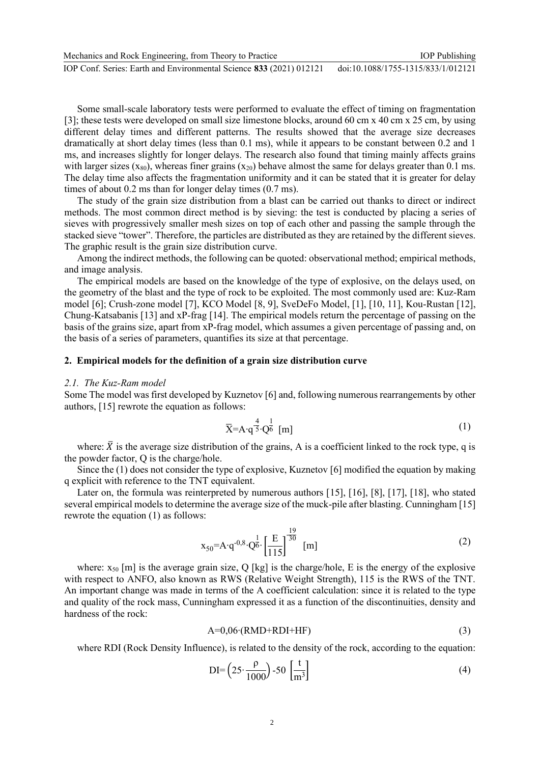Some small-scale laboratory tests were performed to evaluate the effect of timing on fragmentation [3]; these tests were developed on small size limestone blocks, around 60 cm x 40 cm x 25 cm, by using different delay times and different patterns. The results showed that the average size decreases dramatically at short delay times (less than 0.1 ms), while it appears to be constant between 0.2 and 1 ms, and increases slightly for longer delays. The research also found that timing mainly affects grains with larger sizes ($x_{80}$), whereas finer grains ($x_{20}$) behave almost the same for delays greater than 0.1 ms. The delay time also affects the fragmentation uniformity and it can be stated that it is greater for delay times of about 0.2 ms than for longer delay times (0.7 ms).

The study of the grain size distribution from a blast can be carried out thanks to direct or indirect methods. The most common direct method is by sieving: the test is conducted by placing a series of sieves with progressively smaller mesh sizes on top of each other and passing the sample through the stacked sieve "tower". Therefore, the particles are distributed as they are retained by the different sieves. The graphic result is the grain size distribution curve.

Among the indirect methods, the following can be quoted: observational method; empirical methods, and image analysis.

The empirical models are based on the knowledge of the type of explosive, on the delays used, on the geometry of the blast and the type of rock to be exploited. The most commonly used are: Kuz-Ram model [6]; Crush-zone model [7], KCO Model [8, 9], SveDeFo Model, [1], [10, 11], Kou-Rustan [12], Chung-Katsabanis [13] and xP-frag [14]. The empirical models return the percentage of passing on the basis of the grains size, apart from xP-frag model, which assumes a given percentage of passing and, on the basis of a series of parameters, quantifies its size at that percentage.

## 2. Empirical models for the definition of a grain size distribution curve

### *2.1. The Kuz-Ram model*

Some The model was first developed by Kuznetov [6] and, following numerous rearrangements by other authors, [15] rewrote the equation as follows:

$$\overline{X}=A\cdot q^{\frac{4}{5}}\cdot Q^{\frac{1}{6}}\ [\mathrm{m}] \tag{1}$$

where: $\bar{X}$ is the average size distribution of the grains, A is a coefficient linked to the rock type, q is the powder factor, Q is the charge/hole.

Since the (1) does not consider the type of explosive, Kuznetov [6] modified the equation by making q explicit with reference to the TNT equivalent.

Later on, the formula was reinterpreted by numerous authors [15], [16], [8], [17], [18], who stated several empirical models to determine the average size of the muck-pile after blasting. Cunningham [15] rewrote the equation (1) as follows:

$$x_{50}=A\cdot q^{-0,8}\cdot Q^{\frac{1}{6}}\cdot\left[\frac{E}{115}\right]^{\frac{19}{30}}\ [\mathrm{m}] \tag{2}$$

where: $x_{50}$ [m] is the average grain size, Q [kg] is the charge/hole, E is the energy of the explosive with respect to ANFO, also known as RWS (Relative Weight Strength), 115 is the RWS of the TNT. An important change was made in terms of the A coefficient calculation: since it is related to the type and quality of the rock mass, Cunningham expressed it as a function of the discontinuities, density and hardness of the rock:

$$A=0,06\cdot(RMD+RDI+HF) \tag{3}$$

where RDI (Rock Density Influence), is related to the density of the rock, according to the equation:

$$DI=\left(25\cdot\frac{\rho}{1000}\right)-50\ \left[\frac{t}{m^3}\right] \tag{4}$$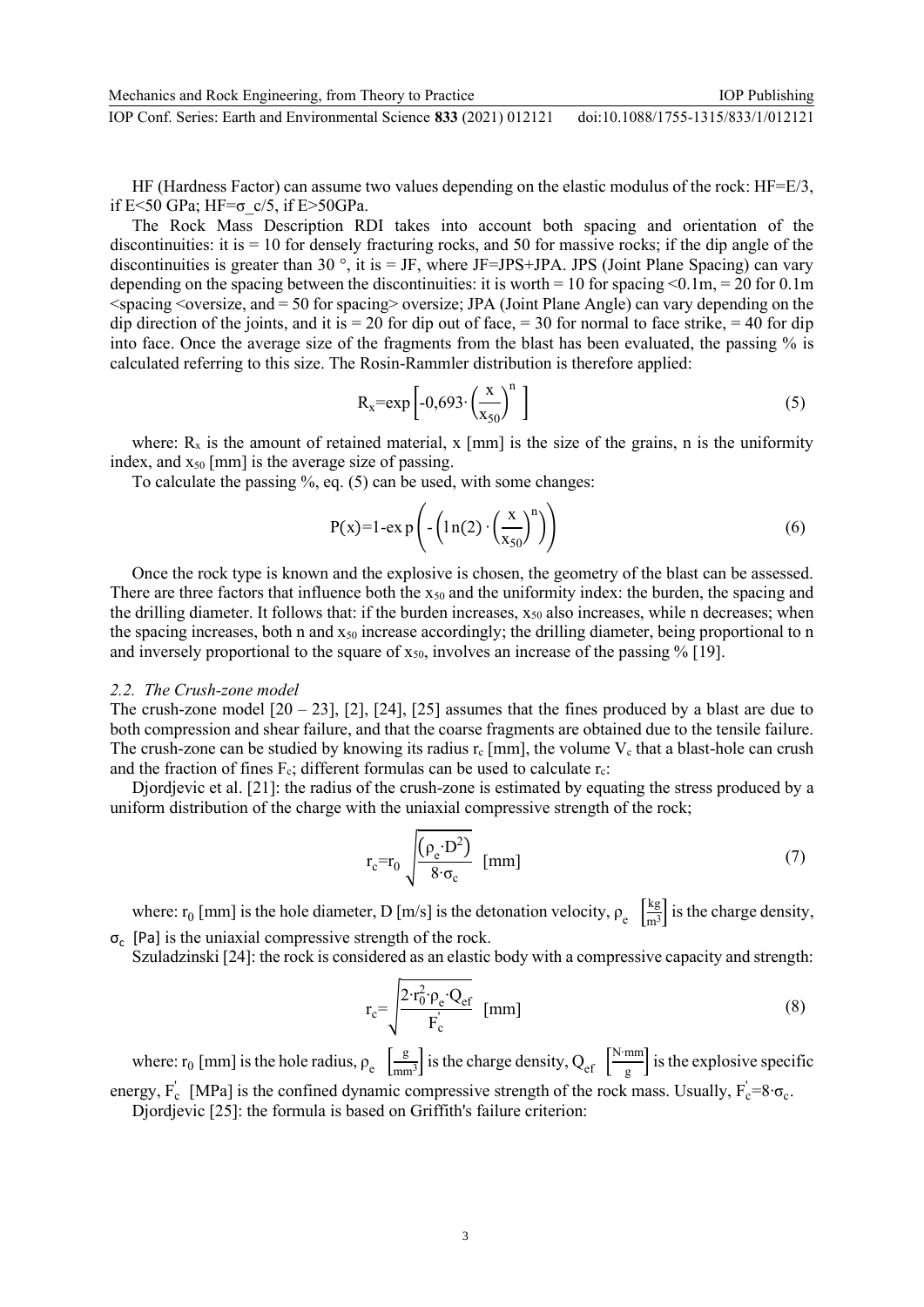HF (Hardness Factor) can assume two values depending on the elastic modulus of the rock: HF=E/3, if E<50 GPa; HF=σ_c/5, if E>50GPa.

The Rock Mass Description RDI takes into account both spacing and orientation of the discontinuities: it is = 10 for densely fracturing rocks, and 50 for massive rocks; if the dip angle of the discontinuities is greater than 30 °, it is = JF, where JF=JPS+JPA. JPS (Joint Plane Spacing) can vary depending on the spacing between the discontinuities: it is worth = 10 for spacing <0.1m, = 20 for 0.1m <spacing <oversize, and = 50 for spacing> oversize; JPA (Joint Plane Angle) can vary depending on the dip direction of the joints, and it is = 20 for dip out of face, = 30 for normal to face strike, = 40 for dip into face. Once the average size of the fragments from the blast has been evaluated, the passing % is calculated referring to this size. The Rosin-Rammler distribution is therefore applied:

$$R_x=\exp\left[-0{,}693\cdot\left(\frac{x}{x_{50}}\right)^n\right] \tag{5}$$

where: $R_x$ is the amount of retained material, x [mm] is the size of the grains, n is the uniformity index, and $x_{50}$ [mm] is the average size of passing.

To calculate the passing %, eq. (5) can be used, with some changes:

$$P(x)=1-\exp\left(-\left(\ln(2)\cdot\left(\frac{x}{x_{50}}\right)^n\right)\right) \tag{6}$$

Once the rock type is known and the explosive is chosen, the geometry of the blast can be assessed. There are three factors that influence both the $x_{50}$ and the uniformity index: the burden, the spacing and the drilling diameter. It follows that: if the burden increases, $x_{50}$ also increases, while n decreases; when the spacing increases, both n and $x_{50}$ increase accordingly; the drilling diameter, being proportional to n and inversely proportional to the square of $x_{50}$, involves an increase of the passing % [19].

### 2.2. The Crush-zone model

The crush-zone model [20 – 23], [2], [24], [25] assumes that the fines produced by a blast are due to both compression and shear failure, and that the coarse fragments are obtained due to the tensile failure. The crush-zone can be studied by knowing its radius $r_c$ [mm], the volume $V_c$ that a blast-hole can crush and the fraction of fines $F_c$; different formulas can be used to calculate $r_c$:

Djordjevic et al. [21]: the radius of the crush-zone is estimated by equating the stress produced by a uniform distribution of the charge with the uniaxial compressive strength of the rock;

$$r_c=r_0\sqrt{\frac{(\rho_e\cdot D^2)}{8\cdot\sigma_c}}\ \text{[mm]} \tag{7}$$

where: $r_0$ [mm] is the hole diameter, D [m/s] is the detonation velocity, $\rho_e$ $\left[\frac{kg}{m^3}\right]$ is the charge density, $\sigma_c$ [Pa] is the uniaxial compressive strength of the rock.

Szuladzinski [24]: the rock is considered as an elastic body with a compressive capacity and strength:

$$r_c=\sqrt{\frac{2\cdot r_0^2\cdot\rho_e\cdot Q_{ef}}{F_c^{'}}}\ \text{[mm]} \tag{8}$$

where: $r_0$ [mm] is the hole radius, $\rho_e$ $\left[\frac{g}{mm^3}\right]$ is the charge density, $Q_{ef}$ $\left[\frac{N\cdot mm}{g}\right]$ is the explosive specific energy, $F_c^{'}$ [MPa] is the confined dynamic compressive strength of the rock mass. Usually, $F_c^{'}=8\cdot\sigma_c$.

Djordjevic [25]: the formula is based on Griffith's failure criterion: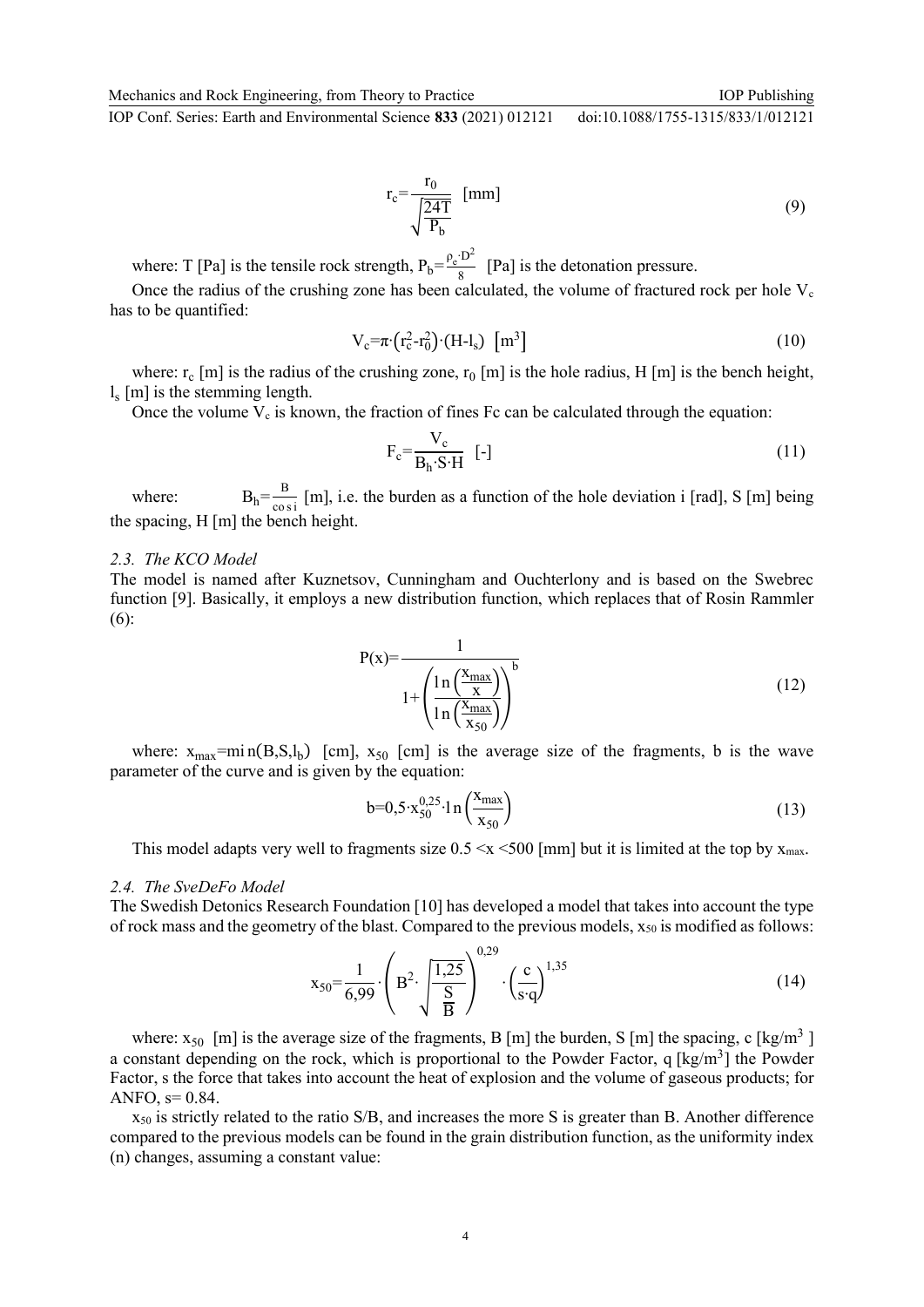$$r_c = \frac{r_0}{\sqrt{\frac{24T}{P_b}}} \ \ [\text{mm}] \tag{9}$$

where: T [Pa] is the tensile rock strength, $P_b = \frac{\rho_e \cdot D^2}{8}$ [Pa] is the detonation pressure.

Once the radius of the crushing zone has been calculated, the volume of fractured rock per hole $V_c$ has to be quantified:

$$V_c = \pi \cdot \left(r_c^2 - r_0^2\right) \cdot (H - l_s) \ \ \left[\text{m}^3\right] \tag{10}$$

where: $r_c$ [m] is the radius of the crushing zone, $r_0$ [m] is the hole radius, H [m] is the bench height, $l_s$ [m] is the stemming length.

Once the volume $V_c$ is known, the fraction of fines Fc can be calculated through the equation:

$$F_c = \frac{V_c}{B_h \cdot S \cdot H} \ \ [-] \tag{11}$$

where: $B_h = \frac{B}{\cos i}$ [m], i.e. the burden as a function of the hole deviation i [rad], S [m] being the spacing, H [m] the bench height.

### 2.3. The KCO Model

The model is named after Kuznetsov, Cunningham and Ouchterlony and is based on the Swebrec function [9]. Basically, it employs a new distribution function, which replaces that of Rosin Rammler (6):

$$P(x) = \frac{1}{1 + \left( \frac{\ln\left(\frac{x_{max}}{x}\right)}{\ln\left(\frac{x_{max}}{x_{50}}\right)} \right)^b} \tag{12}$$

where: $x_{max} = \min(B, S, l_b)$ [cm], $x_{50}$ [cm] is the average size of the fragments, b is the wave parameter of the curve and is given by the equation:

$$b = 0{,}5 \cdot x_{50}^{0{,}25} \cdot \ln\left(\frac{x_{max}}{x_{50}}\right) \tag{13}$$

This model adapts very well to fragments size 0.5 <x <500 [mm] but it is limited at the top by $x_{max}$.

### 2.4. The SveDeFo Model

The Swedish Detonics Research Foundation [10] has developed a model that takes into account the type of rock mass and the geometry of the blast. Compared to the previous models, $x_{50}$ is modified as follows:

$$x_{50} = \frac{1}{6{,}99} \cdot \left( B^2 \cdot \sqrt{\frac{1{,}25}{\frac{S}{B}}} \right)^{0{,}29} \cdot \left( \frac{c}{s \cdot q} \right)^{1{,}35} \tag{14}$$

where: $x_{50}$ [m] is the average size of the fragments, B [m] the burden, S [m] the spacing, c [kg/m$^3$ ] a constant depending on the rock, which is proportional to the Powder Factor, q [kg/m$^3$] the Powder Factor, s the force that takes into account the heat of explosion and the volume of gaseous products; for ANFO, s= 0.84.

$x_{50}$ is strictly related to the ratio S/B, and increases the more S is greater than B. Another difference compared to the previous models can be found in the grain distribution function, as the uniformity index (n) changes, assuming a constant value: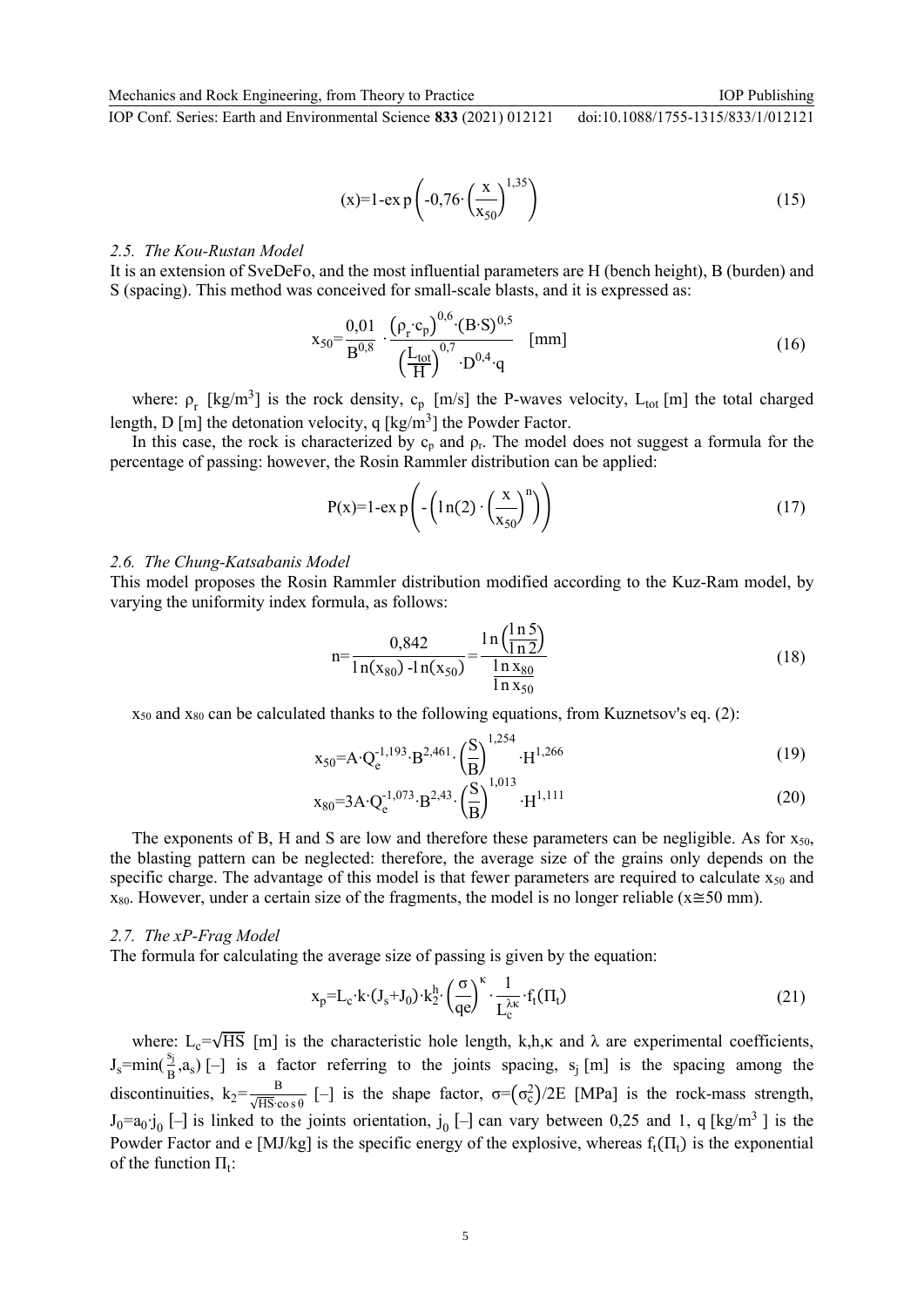$$(x)=1\text{-}\exp\left(-0{,}76\cdot\left(\frac{x}{x_{50}}\right)^{1{,}35}\right) \tag{15}$$

### 2.5. The Kou-Rustan Model

It is an extension of SveDeFo, and the most influential parameters are H (bench height), B (burden) and S (spacing). This method was conceived for small-scale blasts, and it is expressed as:

$$x_{50}=\frac{0{,}01}{B^{0{,}8}}\cdot\frac{\left(\rho_r\cdot c_p\right)^{0{,}6}\cdot(B\cdot S)^{0{,}5}}{\left(\frac{L_{tot}}{H}\right)^{0{,}7}\cdot D^{0{,}4}\cdot q}\quad[\text{mm}] \tag{16}$$

where: $\rho_r$ [kg/m$^3$] is the rock density, $c_p$ [m/s] the P-waves velocity, $L_{tot}$ [m] the total charged length, D [m] the detonation velocity, q [kg/m$^3$] the Powder Factor.

In this case, the rock is characterized by $c_p$ and $\rho_r$. The model does not suggest a formula for the percentage of passing: however, the Rosin Rammler distribution can be applied:

$$P(x)=1\text{-}\exp\left(-\left(\ln(2)\cdot\left(\frac{x}{x_{50}}\right)^{n}\right)\right) \tag{17}$$

### 2.6. The Chung-Katsabanis Model

This model proposes the Rosin Rammler distribution modified according to the Kuz-Ram model, by varying the uniformity index formula, as follows:

$$n=\frac{0{,}842}{\ln(x_{80})\text{ -}\ln(x_{50})}=\frac{\ln\left(\frac{\ln 5}{\ln 2}\right)}{\frac{\ln x_{80}}{\ln x_{50}}} \tag{18}$$

$x_{50}$ and $x_{80}$ can be calculated thanks to the following equations, from Kuznetsov's eq. (2):

$$x_{50}=A\cdot Q_e^{-1{,}193}\cdot B^{2{,}461}\cdot\left(\frac{S}{B}\right)^{1{,}254}\cdot H^{1{,}266} \tag{19}$$

$$x_{80}=3A\cdot Q_e^{-1{,}073}\cdot B^{2{,}43}\cdot\left(\frac{S}{B}\right)^{1{,}013}\cdot H^{1{,}111} \tag{20}$$

The exponents of B, H and S are low and therefore these parameters can be negligible. As for $x_{50}$, the blasting pattern can be neglected: therefore, the average size of the grains only depends on the specific charge. The advantage of this model is that fewer parameters are required to calculate $x_{50}$ and $x_{80}$. However, under a certain size of the fragments, the model is no longer reliable ($x\cong 50$ mm).

### 2.7. The xP-Frag Model

The formula for calculating the average size of passing is given by the equation:

$$x_p=L_c\cdot k\cdot(J_s+J_0)\cdot k_2^{h}\cdot\left(\frac{\sigma}{qe}\right)^{\kappa}\cdot\frac{1}{L_c^{\lambda\kappa}}\cdot f_t(\Pi_t) \tag{21}$$

where: $L_c=\sqrt{HS}$ [m] is the characteristic hole length, k,h,$\kappa$ and $\lambda$ are experimental coefficients, $J_s=\min(\frac{s_j}{B},a_s)$ [–] is a factor referring to the joints spacing, $s_j$ [m] is the spacing among the discontinuities, $k_2=\frac{B}{\sqrt{HS}\cdot\cos\theta}$ [–] is the shape factor, $\sigma=(\sigma_c^2)/2E$ [MPa] is the rock-mass strength, $J_0=a_0\cdot j_0$ [–] is linked to the joints orientation, $j_0$ [–] can vary between 0,25 and 1, q [kg/m$^3$ ] is the Powder Factor and e [MJ/kg] is the specific energy of the explosive, whereas $f_t(\Pi_t)$ is the exponential of the function $\Pi_t$: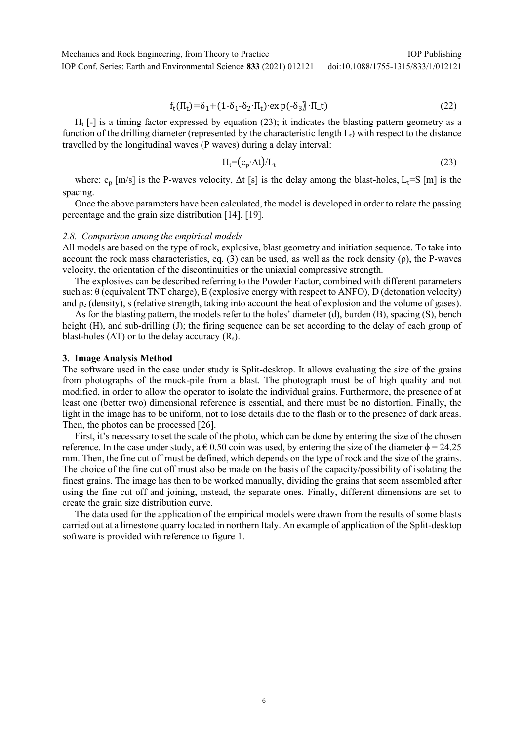$$f_t(\Pi_t)=\delta_1+(1-\delta_1-\delta_2\cdot\Pi_t)\cdot \exp(-\delta_3 \cdot \Pi_t) \tag{22}$$

$\Pi_t$ [-] is a timing factor expressed by equation (23); it indicates the blasting pattern geometry as a function of the drilling diameter (represented by the characteristic length $L_t$) with respect to the distance travelled by the longitudinal waves (P waves) during a delay interval:

$$\Pi_t=(c_p\cdot\Delta t)/L_t \tag{23}$$

where: $c_p$ [m/s] is the P-waves velocity, $\Delta t$ [s] is the delay among the blast-holes, $L_t$=S [m] is the spacing.

Once the above parameters have been calculated, the model is developed in order to relate the passing percentage and the grain size distribution [14], [19].

### *2.8. Comparison among the empirical models*

All models are based on the type of rock, explosive, blast geometry and initiation sequence. To take into account the rock mass characteristics, eq. (3) can be used, as well as the rock density ($\rho$), the P-waves velocity, the orientation of the discontinuities or the uniaxial compressive strength.

The explosives can be described referring to the Powder Factor, combined with different parameters such as: $\theta$ (equivalent TNT charge), E (explosive energy with respect to ANFO), D (detonation velocity) and $\rho_e$ (density), s (relative strength, taking into account the heat of explosion and the volume of gases).

As for the blasting pattern, the models refer to the holes' diameter (d), burden (B), spacing (S), bench height (H), and sub-drilling (J); the firing sequence can be set according to the delay of each group of blast-holes ($\Delta$T) or to the delay accuracy ($R_s$).

## **3. Image Analysis Method**

The software used in the case under study is Split-desktop. It allows evaluating the size of the grains from photographs of the muck-pile from a blast. The photograph must be of high quality and not modified, in order to allow the operator to isolate the individual grains. Furthermore, the presence of at least one (better two) dimensional reference is essential, and there must be no distortion. Finally, the light in the image has to be uniform, not to lose details due to the flash or to the presence of dark areas. Then, the photos can be processed [26].

First, it's necessary to set the scale of the photo, which can be done by entering the size of the chosen reference. In the case under study, a € 0.50 coin was used, by entering the size of the diameter $\phi$ = 24.25 mm. Then, the fine cut off must be defined, which depends on the type of rock and the size of the grains. The choice of the fine cut off must also be made on the basis of the capacity/possibility of isolating the finest grains. The image has then to be worked manually, dividing the grains that seem assembled after using the fine cut off and joining, instead, the separate ones. Finally, different dimensions are set to create the grain size distribution curve.

The data used for the application of the empirical models were drawn from the results of some blasts carried out at a limestone quarry located in northern Italy. An example of application of the Split-desktop software is provided with reference to figure 1.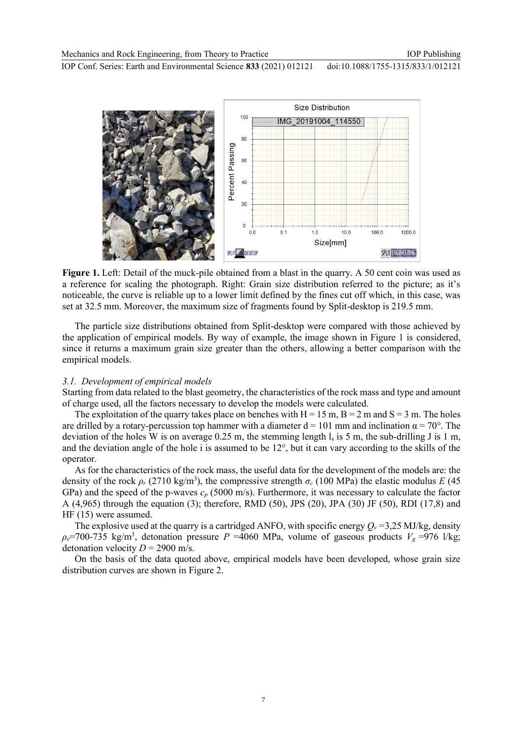**Figure 1.** Left: Detail of the muck-pile obtained from a blast in the quarry. A 50 cent coin was used as a reference for scaling the photograph. Right: Grain size distribution referred to the picture; as it's noticeable, the curve is reliable up to a lower limit defined by the fines cut off which, in this case, was set at 32.5 mm. Moreover, the maximum size of fragments found by Split-desktop is 219.5 mm.

The particle size distributions obtained from Split-desktop were compared with those achieved by the application of empirical models. By way of example, the image shown in Figure 1 is considered, since it returns a maximum grain size greater than the others, allowing a better comparison with the empirical models.

### 3.1. *Development of empirical models*

Starting from data related to the blast geometry, the characteristics of the rock mass and type and amount of charge used, all the factors necessary to develop the models were calculated.

The exploitation of the quarry takes place on benches with H = 15 m, B = 2 m and S = 3 m. The holes are drilled by a rotary-percussion top hammer with a diameter d = 101 mm and inclination α = 70°. The deviation of the holes W is on average 0.25 m, the stemming length $l_s$ is 5 m, the sub-drilling J is 1 m, and the deviation angle of the hole i is assumed to be 12°, but it can vary according to the skills of the operator.

As for the characteristics of the rock mass, the useful data for the development of the models are: the density of the rock $\rho_r$ (2710 kg/m$^3$), the compressive strength $\sigma_c$ (100 MPa) the elastic modulus $E$ (45 GPa) and the speed of the p-waves $c_p$ (5000 m/s). Furthermore, it was necessary to calculate the factor A (4,965) through the equation (3); therefore, RMD (50), JPS (20), JPA (30) JF (50), RDI (17,8) and HF (15) were assumed.

The explosive used at the quarry is a cartridged ANFO, with specific energy $Q_v$ =3,25 MJ/kg, density $\rho_e$=700-735 kg/m$^3$, detonation pressure $P$ =4060 MPa, volume of gaseous products $V_g$ =976 l/kg; detonation velocity $D$ = 2900 m/s.

On the basis of the data quoted above, empirical models have been developed, whose grain size distribution curves are shown in Figure 2.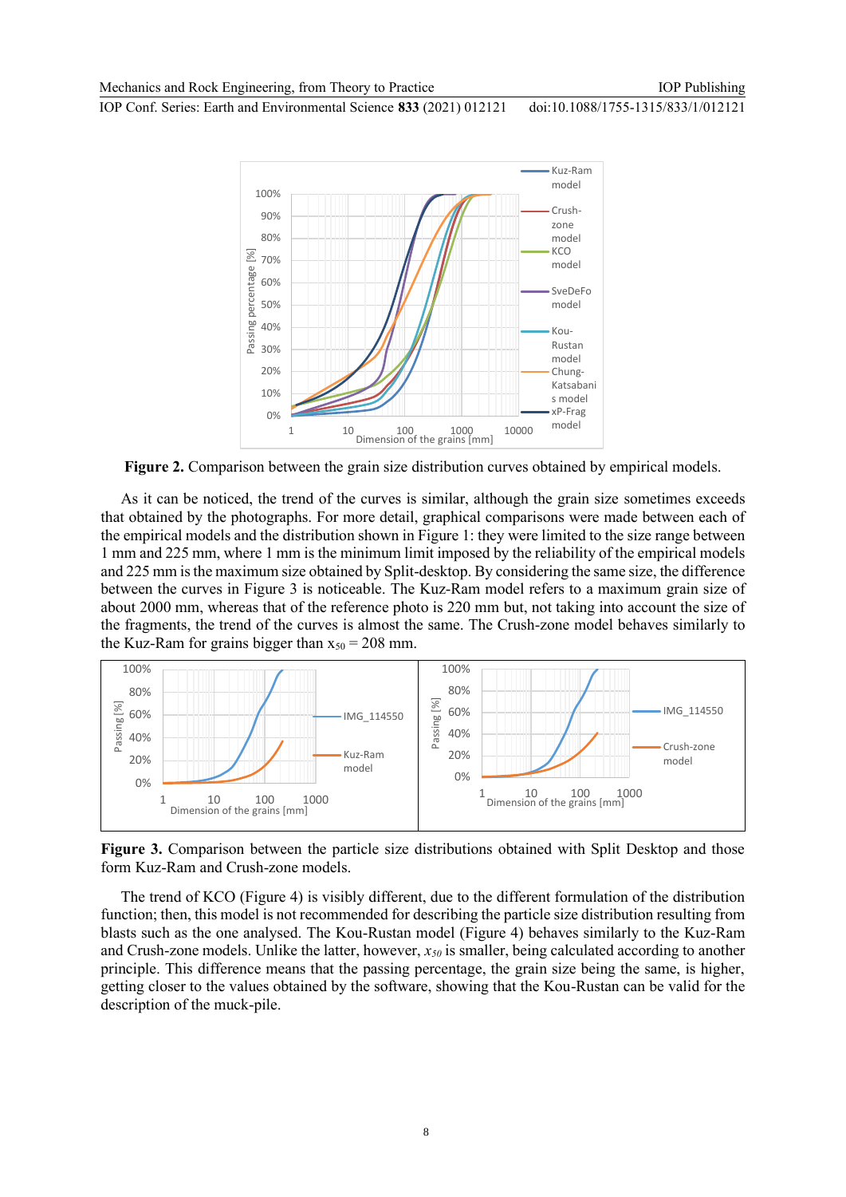**Figure 2.** Comparison between the grain size distribution curves obtained by empirical models.

As it can be noticed, the trend of the curves is similar, although the grain size sometimes exceeds that obtained by the photographs. For more detail, graphical comparisons were made between each of the empirical models and the distribution shown in Figure 1: they were limited to the size range between 1 mm and 225 mm, where 1 mm is the minimum limit imposed by the reliability of the empirical models and 225 mm is the maximum size obtained by Split-desktop. By considering the same size, the difference between the curves in Figure 3 is noticeable. The Kuz-Ram model refers to a maximum grain size of about 2000 mm, whereas that of the reference photo is 220 mm but, not taking into account the size of the fragments, the trend of the curves is almost the same. The Crush-zone model behaves similarly to the Kuz-Ram for grains bigger than $x_{50}$ = 208 mm.

**Figure 3.** Comparison between the particle size distributions obtained with Split Desktop and those form Kuz-Ram and Crush-zone models.

The trend of KCO (Figure 4) is visibly different, due to the different formulation of the distribution function; then, this model is not recommended for describing the particle size distribution resulting from blasts such as the one analysed. The Kou-Rustan model (Figure 4) behaves similarly to the Kuz-Ram and Crush-zone models. Unlike the latter, however, $x_{50}$ is smaller, being calculated according to another principle. This difference means that the passing percentage, the grain size being the same, is higher, getting closer to the values obtained by the software, showing that the Kou-Rustan can be valid for the description of the muck-pile.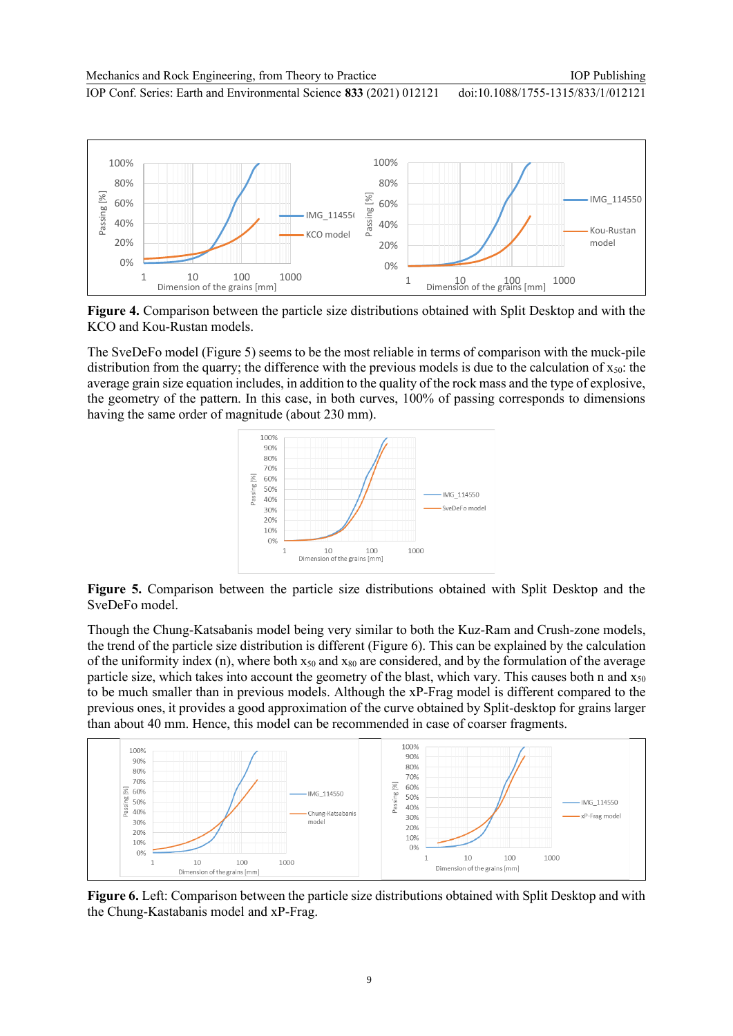**Figure 4.** Comparison between the particle size distributions obtained with Split Desktop and with the KCO and Kou-Rustan models.

The SveDeFo model (Figure 5) seems to be the most reliable in terms of comparison with the muck-pile distribution from the quarry; the difference with the previous models is due to the calculation of $x_{50}$: the average grain size equation includes, in addition to the quality of the rock mass and the type of explosive, the geometry of the pattern. In this case, in both curves, 100% of passing corresponds to dimensions having the same order of magnitude (about 230 mm).

**Figure 5.** Comparison between the particle size distributions obtained with Split Desktop and the SveDeFo model.

Though the Chung-Katsabanis model being very similar to both the Kuz-Ram and Crush-zone models, the trend of the particle size distribution is different (Figure 6). This can be explained by the calculation of the uniformity index (n), where both $x_{50}$ and $x_{80}$ are considered, and by the formulation of the average particle size, which takes into account the geometry of the blast, which vary. This causes both n and $x_{50}$ to be much smaller than in previous models. Although the xP-Frag model is different compared to the previous ones, it provides a good approximation of the curve obtained by Split-desktop for grains larger than about 40 mm. Hence, this model can be recommended in case of coarser fragments.

**Figure 6.** Left: Comparison between the particle size distributions obtained with Split Desktop and with the Chung-Kastabanis model and xP-Frag.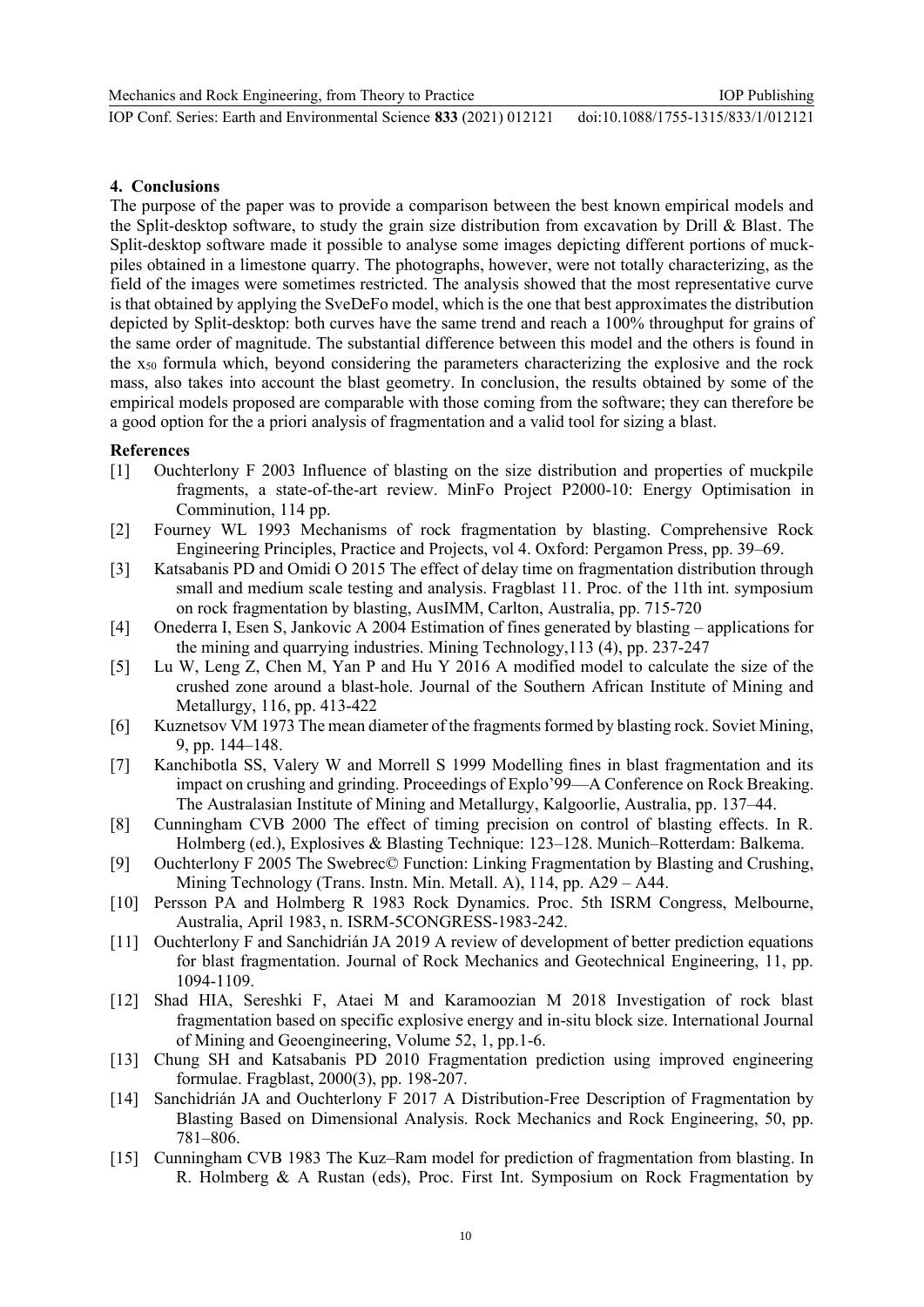## 4. Conclusions

The purpose of the paper was to provide a comparison between the best known empirical models and the Split-desktop software, to study the grain size distribution from excavation by Drill & Blast. The Split-desktop software made it possible to analyse some images depicting different portions of muck-piles obtained in a limestone quarry. The photographs, however, were not totally characterizing, as the field of the images were sometimes restricted. The analysis showed that the most representative curve is that obtained by applying the SveDeFo model, which is the one that best approximates the distribution depicted by Split-desktop: both curves have the same trend and reach a 100% throughput for grains of the same order of magnitude. The substantial difference between this model and the others is found in the $x_{50}$ formula which, beyond considering the parameters characterizing the explosive and the rock mass, also takes into account the blast geometry. In conclusion, the results obtained by some of the empirical models proposed are comparable with those coming from the software; they can therefore be a good option for the a priori analysis of fragmentation and a valid tool for sizing a blast.

**References**

[1] Ouchterlony F 2003 Influence of blasting on the size distribution and properties of muckpile fragments, a state-of-the-art review. MinFo Project P2000-10: Energy Optimisation in Comminution, 114 pp.

[2] Fourney WL 1993 Mechanisms of rock fragmentation by blasting. Comprehensive Rock Engineering Principles, Practice and Projects, vol 4. Oxford: Pergamon Press, pp. 39–69.

[3] Katsabanis PD and Omidi O 2015 The effect of delay time on fragmentation distribution through small and medium scale testing and analysis. Fragblast 11. Proc. of the 11th int. symposium on rock fragmentation by blasting, AusIMM, Carlton, Australia, pp. 715-720

[4] Onederra I, Esen S, Jankovic A 2004 Estimation of fines generated by blasting – applications for the mining and quarrying industries. Mining Technology,113 (4), pp. 237-247

[5] Lu W, Leng Z, Chen M, Yan P and Hu Y 2016 A modified model to calculate the size of the crushed zone around a blast-hole. Journal of the Southern African Institute of Mining and Metallurgy, 116, pp. 413-422

[6] Kuznetsov VM 1973 The mean diameter of the fragments formed by blasting rock. Soviet Mining, 9, pp. 144–148.

[7] Kanchibotla SS, Valery W and Morrell S 1999 Modelling fines in blast fragmentation and its impact on crushing and grinding. Proceedings of Explo'99—A Conference on Rock Breaking. The Australasian Institute of Mining and Metallurgy, Kalgoorlie, Australia, pp. 137–44.

[8] Cunningham CVB 2000 The effect of timing precision on control of blasting effects. In R. Holmberg (ed.), Explosives & Blasting Technique: 123–128. Munich–Rotterdam: Balkema.

[9] Ouchterlony F 2005 The Swebrec© Function: Linking Fragmentation by Blasting and Crushing, Mining Technology (Trans. Instn. Min. Metall. A), 114, pp. A29 – A44.

[10] Persson PA and Holmberg R 1983 Rock Dynamics. Proc. 5th ISRM Congress, Melbourne, Australia, April 1983, n. ISRM-5CONGRESS-1983-242.

[11] Ouchterlony F and Sanchidrián JA 2019 A review of development of better prediction equations for blast fragmentation. Journal of Rock Mechanics and Geotechnical Engineering, 11, pp. 1094-1109.

[12] Shad HIA, Sereshki F, Ataei M and Karamoozian M 2018 Investigation of rock blast fragmentation based on specific explosive energy and in-situ block size. International Journal of Mining and Geoengineering, Volume 52, 1, pp.1-6.

[13] Chung SH and Katsabanis PD 2010 Fragmentation prediction using improved engineering formulae. Fragblast, 2000(3), pp. 198-207.

[14] Sanchidrián JA and Ouchterlony F 2017 A Distribution-Free Description of Fragmentation by Blasting Based on Dimensional Analysis. Rock Mechanics and Rock Engineering, 50, pp. 781–806.

[15] Cunningham CVB 1983 The Kuz–Ram model for prediction of fragmentation from blasting. In R. Holmberg & A Rustan (eds), Proc. First Int. Symposium on Rock Fragmentation by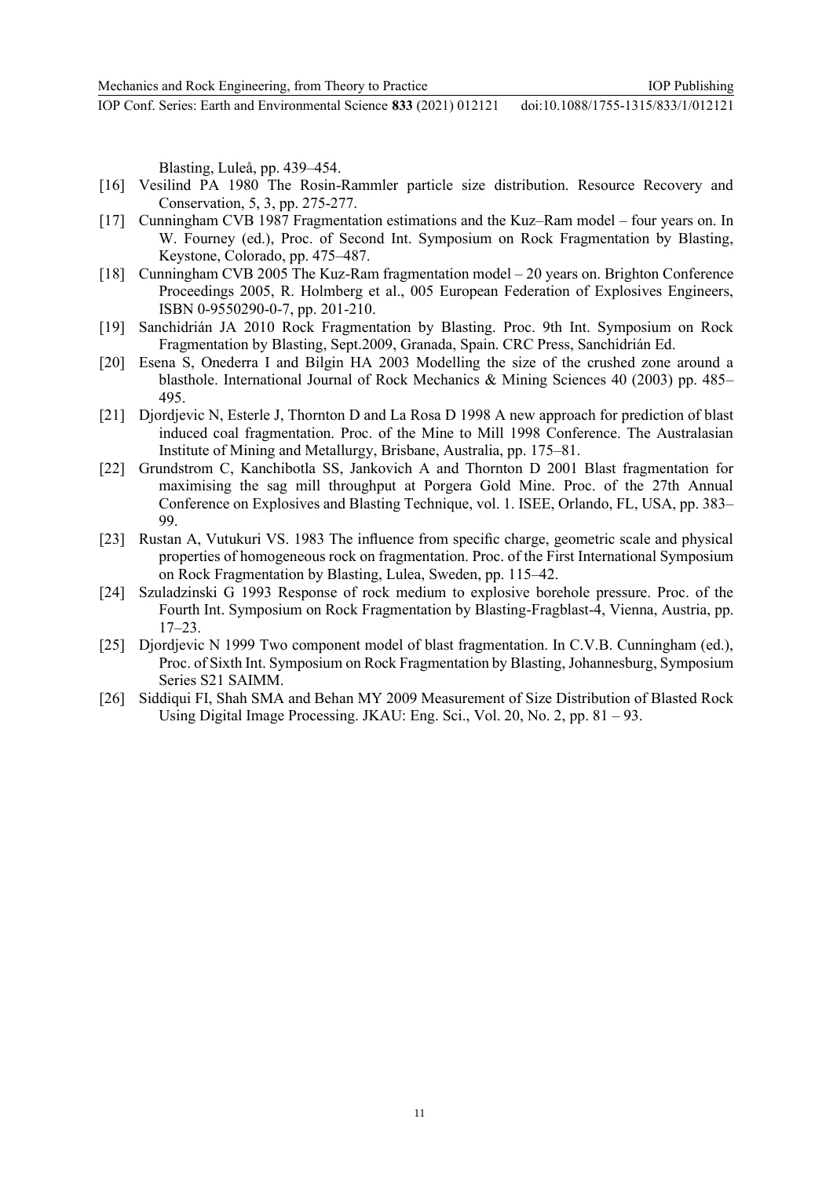Blasting, Luleå, pp. 439–454.

[16] Vesilind PA 1980 The Rosin-Rammler particle size distribution. Resource Recovery and Conservation, 5, 3, pp. 275-277.

[17] Cunningham CVB 1987 Fragmentation estimations and the Kuz–Ram model – four years on. In W. Fourney (ed.), Proc. of Second Int. Symposium on Rock Fragmentation by Blasting, Keystone, Colorado, pp. 475–487.

[18] Cunningham CVB 2005 The Kuz-Ram fragmentation model – 20 years on. Brighton Conference Proceedings 2005, R. Holmberg et al., 005 European Federation of Explosives Engineers, ISBN 0-9550290-0-7, pp. 201-210.

[19] Sanchidrián JA 2010 Rock Fragmentation by Blasting. Proc. 9th Int. Symposium on Rock Fragmentation by Blasting, Sept.2009, Granada, Spain. CRC Press, Sanchidrián Ed.

[20] Esena S, Onederra I and Bilgin HA 2003 Modelling the size of the crushed zone around a blasthole. International Journal of Rock Mechanics & Mining Sciences 40 (2003) pp. 485–495.

[21] Djordjevic N, Esterle J, Thornton D and La Rosa D 1998 A new approach for prediction of blast induced coal fragmentation. Proc. of the Mine to Mill 1998 Conference. The Australasian Institute of Mining and Metallurgy, Brisbane, Australia, pp. 175–81.

[22] Grundstrom C, Kanchibotla SS, Jankovich A and Thornton D 2001 Blast fragmentation for maximising the sag mill throughput at Porgera Gold Mine. Proc. of the 27th Annual Conference on Explosives and Blasting Technique, vol. 1. ISEE, Orlando, FL, USA, pp. 383–99.

[23] Rustan A, Vutukuri VS. 1983 The influence from specific charge, geometric scale and physical properties of homogeneous rock on fragmentation. Proc. of the First International Symposium on Rock Fragmentation by Blasting, Lulea, Sweden, pp. 115–42.

[24] Szuladzinski G 1993 Response of rock medium to explosive borehole pressure. Proc. of the Fourth Int. Symposium on Rock Fragmentation by Blasting-Fragblast-4, Vienna, Austria, pp. 17–23.

[25] Djordjevic N 1999 Two component model of blast fragmentation. In C.V.B. Cunningham (ed.), Proc. of Sixth Int. Symposium on Rock Fragmentation by Blasting, Johannesburg, Symposium Series S21 SAIMM.

[26] Siddiqui FI, Shah SMA and Behan MY 2009 Measurement of Size Distribution of Blasted Rock Using Digital Image Processing. JKAU: Eng. Sci., Vol. 20, No. 2, pp. 81 – 93.